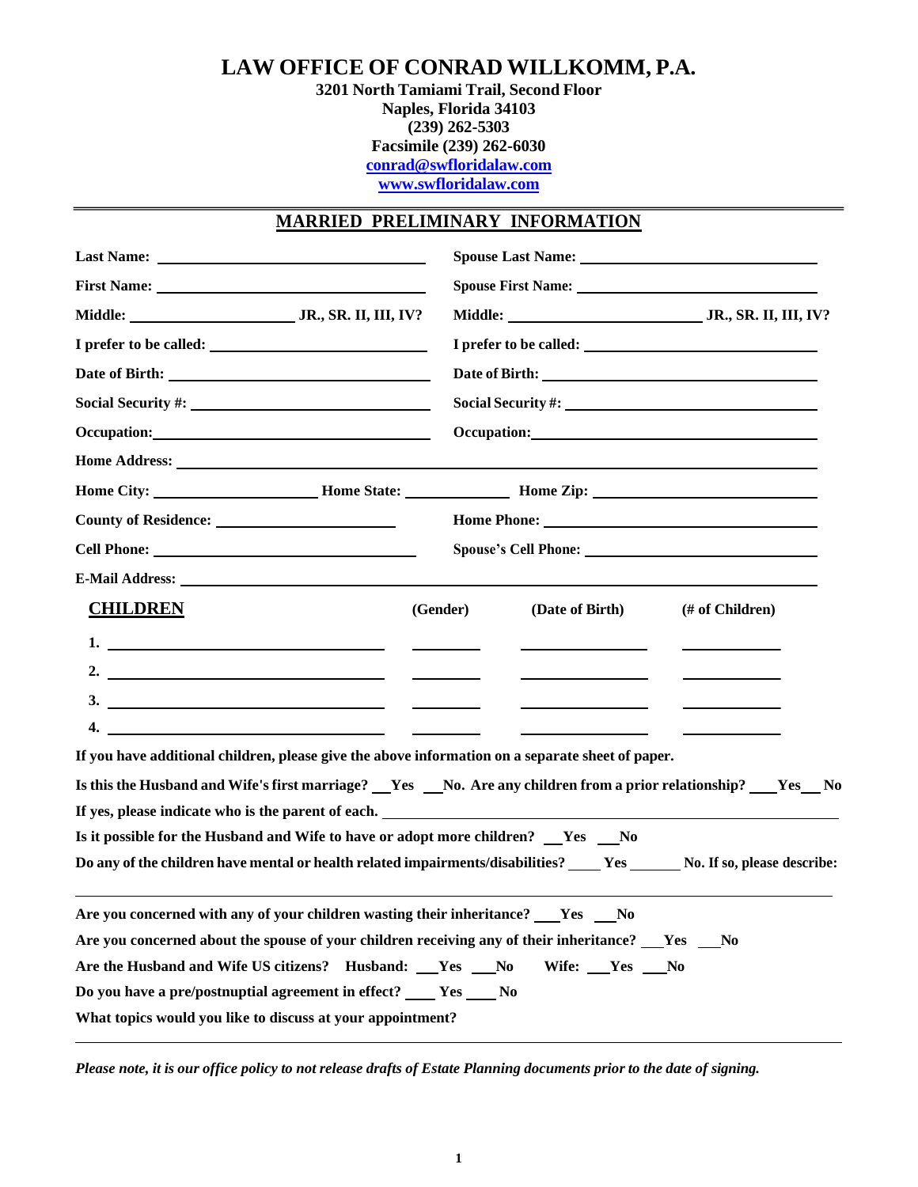# LAW OFFICE OF CONRAD WILLKOMM, P.A.

**3201 North Tamiami Trail, Second Floor**
**Naples, Florida 34103**
**(239) 262-5303**
**Facsimile (239) 262-6030**
**conrad@swfloridalaw.com**
**www.swfloridalaw.com**

---

## MARRIED PRELIMINARY INFORMATION

| | |
|---|---|
| **Last Name:** ______________________ | **Spouse Last Name:** ______________________ |
| **First Name:** ______________________ | **Spouse First Name:** ______________________ |
| **Middle:** ______________ **JR., SR. II, III, IV?** | **Middle:** ______________ **JR., SR. II, III, IV?** |
| **I prefer to be called:** ______________________ | **I prefer to be called:** ______________________ |
| **Date of Birth:** ______________________ | **Date of Birth:** ______________________ |
| **Social Security #:** ______________________ | **Social Security #:** ______________________ |
| **Occupation:** ______________________ | **Occupation:** ______________________ |

**Home Address:** ______________________________________________

**Home City:** ______________ **Home State:** __________ **Home Zip:** ______________

**County of Residence:** ______________________ **Home Phone:** ______________________

**Cell Phone:** ______________________ **Spouse's Cell Phone:** ______________________

**E-Mail Address:** ______________________________________________

| **CHILDREN** | **(Gender)** | **(Date of Birth)** | **(# of Children)** |
|---|---|---|---|
| 1. | | | |
| 2. | | | |
| 3. | | | |
| 4. | | | |

**If you have additional children, please give the above information on a separate sheet of paper.**

**Is this the Husband and Wife's first marriage? \_\_Yes \_\_No. Are any children from a prior relationship? \_\_\_Yes\_\_ No**

**If yes, please indicate who is the parent of each.** ______________________________________________

**Is it possible for the Husband and Wife to have or adopt more children? \_\_Yes \_\_No**

**Do any of the children have mental or health related impairments/disabilities? \_\_\_\_ Yes \_\_\_\_\_\_ No. If so, please describe:**

______________________________________________

**Are you concerned with any of your children wasting their inheritance? \_\_\_Yes \_\_\_No**

**Are you concerned about the spouse of your children receiving any of their inheritance? \_\_\_Yes \_\_\_No**

**Are the Husband and Wife US citizens? Husband: \_\_\_Yes \_\_\_No Wife: \_\_\_Yes \_\_\_No**

**Do you have a pre/postnuptial agreement in effect? \_\_\_\_ Yes \_\_\_\_ No**

**What topics would you like to discuss at your appointment?**

______________________________________________

***Please note, it is our office policy to not release drafts of Estate Planning documents prior to the date of signing.***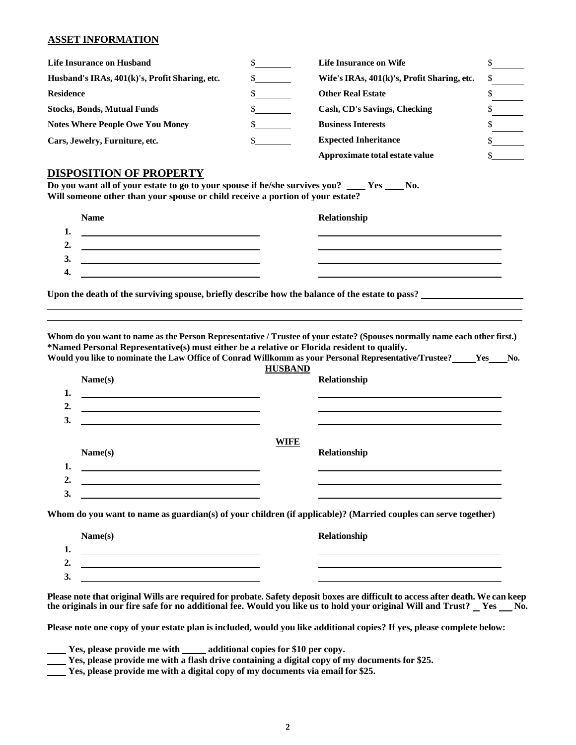## ASSET INFORMATION

| | | | |
|---|---|---|---|
| **Life Insurance on Husband** | $\_\_\_\_\_\_\_\_ | **Life Insurance on Wife** | $\_\_\_\_\_\_\_\_ |
| **Husband's IRAs, 401(k)'s, Profit Sharing, etc.** | $\_\_\_\_\_\_\_\_ | **Wife's IRAs, 401(k)'s, Profit Sharing, etc.** | $\_\_\_\_\_\_\_\_ |
| **Residence** | $\_\_\_\_\_\_\_\_ | **Other Real Estate** | $\_\_\_\_\_\_\_\_ |
| **Stocks, Bonds, Mutual Funds** | $\_\_\_\_\_\_\_\_ | **Cash, CD's Savings, Checking** | $\_\_\_\_\_\_\_\_ |
| **Notes Where People Owe You Money** | $\_\_\_\_\_\_\_\_ | **Business Interests** | $\_\_\_\_\_\_\_\_ |
| **Cars, Jewelry, Furniture, etc.** | $\_\_\_\_\_\_\_\_ | **Expected Inheritance** | $\_\_\_\_\_\_\_\_ |
| | | **Approximate total estate value** | $\_\_\_\_\_\_\_\_ |

## DISPOSITION OF PROPERTY

**Do you want all of your estate to go to your spouse if he/she survives you? \_\_\_\_ Yes \_\_\_\_ No.**

**Will someone other than your spouse or child receive a portion of your estate?**

| | Name | Relationship |
|---|---|---|
| 1. | | |
| 2. | | |
| 3. | | |
| 4. | | |

**Upon the death of the surviving spouse, briefly describe how the balance of the estate to pass?** \_\_\_\_\_\_\_\_\_\_\_\_\_\_\_\_\_\_\_\_\_\_\_\_

\_\_\_\_\_\_\_\_\_\_\_\_\_\_\_\_\_\_\_\_\_\_\_\_\_\_\_\_\_\_\_\_\_\_\_\_\_\_\_\_\_\_\_\_\_\_\_\_\_\_\_\_\_\_\_\_\_\_\_\_\_\_\_\_\_\_\_\_\_\_\_\_

\_\_\_\_\_\_\_\_\_\_\_\_\_\_\_\_\_\_\_\_\_\_\_\_\_\_\_\_\_\_\_\_\_\_\_\_\_\_\_\_\_\_\_\_\_\_\_\_\_\_\_\_\_\_\_\_\_\_\_\_\_\_\_\_\_\_\_\_\_\_\_\_

**Whom do you want to name as the Person Representative / Trustee of your estate? (Spouses normally name each other first.)**
**\*Named Personal Representative(s) must either be a relative or Florida resident to qualify.**
**Would you like to nominate the Law Office of Conrad Willkomm as your Personal Representative/Trustee? \_\_\_\_\_ Yes \_\_\_\_ No.**

**HUSBAND**

| | Name(s) | Relationship |
|---|---|---|
| 1. | | |
| 2. | | |
| 3. | | |

**WIFE**

| | Name(s) | Relationship |
|---|---|---|
| 1. | | |
| 2. | | |
| 3. | | |

**Whom do you want to name as guardian(s) of your children (if applicable)? (Married couples can serve together)**

| | Name(s) | Relationship |
|---|---|---|
| 1. | | |
| 2. | | |
| 3. | | |

**Please note that original Wills are required for probate. Safety deposit boxes are difficult to access after death. We can keep the originals in our fire safe for no additional fee. Would you like us to hold your original Will and Trust? \_ Yes \_\_\_ No.**

**Please note one copy of your estate plan is included, would you like additional copies? If yes, please complete below:**

\_\_\_\_ **Yes, please provide me with \_\_\_\_\_ additional copies for $10 per copy.**
\_\_\_\_ **Yes, please provide me with a flash drive containing a digital copy of my documents for $25.**
\_\_\_\_ **Yes, please provide me with a digital copy of my documents via email for $25.**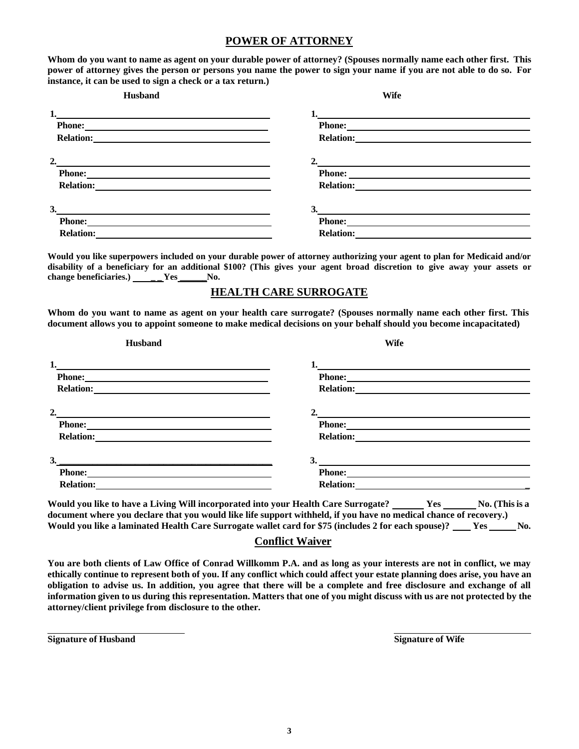## POWER OF ATTORNEY

**Whom do you want to name as agent on your durable power of attorney? (Spouses normally name each other first. This power of attorney gives the person or persons you name the power to sign your name if you are not able to do so. For instance, it can be used to sign a check or a tax return.)**

| Husband | Wife |
|---|---|
| **1.** ______________________ | **1.** ______________________ |
| **Phone:** ______________________ | **Phone:** ______________________ |
| **Relation:** ______________________ | **Relation:** ______________________ |
| **2.** ______________________ | **2.** ______________________ |
| **Phone:** ______________________ | **Phone:** ______________________ |
| **Relation:** ______________________ | **Relation:** ______________________ |
| **3.** ______________________ | **3.** ______________________ |
| **Phone:** ______________________ | **Phone:** ______________________ |
| **Relation:** ______________________ | **Relation:** ______________________ |

**Would you like superpowers included on your durable power of attorney authorizing your agent to plan for Medicaid and/or disability of a beneficiary for an additional $100? (This gives your agent broad discretion to give away your assets or change beneficiaries.) ______Yes ______No.**

## HEALTH CARE SURROGATE

**Whom do you want to name as agent on your health care surrogate? (Spouses normally name each other first. This document allows you to appoint someone to make medical decisions on your behalf should you become incapacitated)**

| Husband | Wife |
|---|---|
| **1.** ______________________ | **1.** ______________________ |
| **Phone:** ______________________ | **Phone:** ______________________ |
| **Relation:** ______________________ | **Relation:** ______________________ |
| **2.** ______________________ | **2.** ______________________ |
| **Phone:** ______________________ | **Phone:** ______________________ |
| **Relation:** ______________________ | **Relation:** ______________________ |
| **3.** ______________________ | **3.** ______________________ |
| **Phone:** ______________________ | **Phone:** ______________________ |
| **Relation:** ______________________ | **Relation:** ______________________ |

**Would you like to have a Living Will incorporated into your Health Care Surrogate? ______ Yes ______ No. (This is a document where you declare that you would like life support withheld, if you have no medical chance of recovery.)**
**Would you like a laminated Health Care Surrogate wallet card for $75 (includes 2 for each spouse)? ____ Yes ______ No.**

## Conflict Waiver

**You are both clients of Law Office of Conrad Willkomm P.A. and as long as your interests are not in conflict, we may ethically continue to represent both of you. If any conflict which could affect your estate planning does arise, you have an obligation to advise us. In addition, you agree that there will be a complete and free disclosure and exchange of all information given to us during this representation. Matters that one of you might discuss with us are not protected by the attorney/client privilege from disclosure to the other.**

______________________ ______________________
**Signature of Husband** **Signature of Wife**